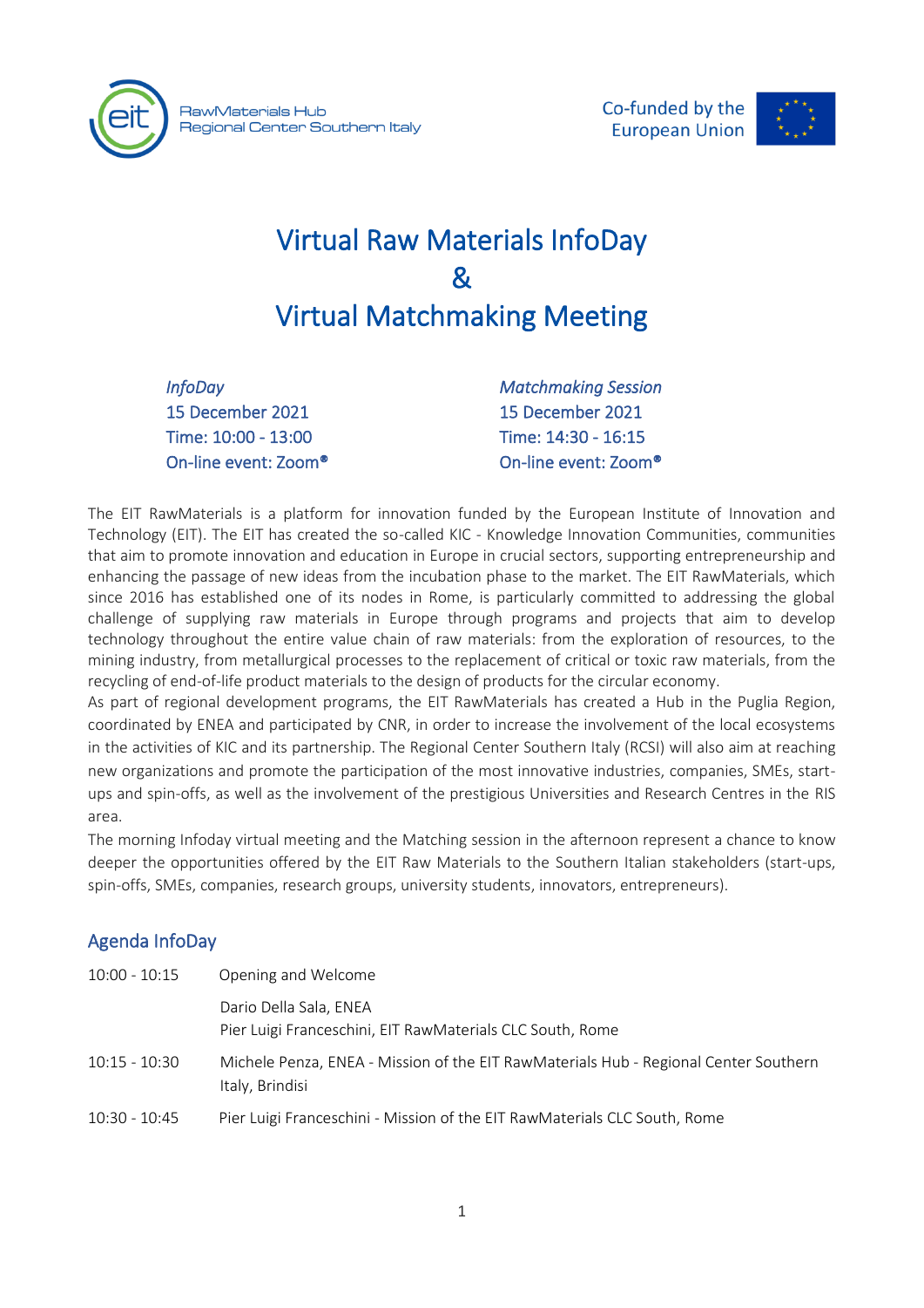RawMaterials Hub
Regional Center Southern Italy

Co-funded by the European Union

# Virtual Raw Materials InfoDay
# &
# Virtual Matchmaking Meeting

*InfoDay*
15 December 2021
Time: 10:00 - 13:00
On-line event: Zoom®

*Matchmaking Session*
15 December 2021
Time: 14:30 - 16:15
On-line event: Zoom®

The EIT RawMaterials is a platform for innovation funded by the European Institute of Innovation and Technology (EIT). The EIT has created the so-called KIC - Knowledge Innovation Communities, communities that aim to promote innovation and education in Europe in crucial sectors, supporting entrepreneurship and enhancing the passage of new ideas from the incubation phase to the market. The EIT RawMaterials, which since 2016 has established one of its nodes in Rome, is particularly committed to addressing the global challenge of supplying raw materials in Europe through programs and projects that aim to develop technology throughout the entire value chain of raw materials: from the exploration of resources, to the mining industry, from metallurgical processes to the replacement of critical or toxic raw materials, from the recycling of end-of-life product materials to the design of products for the circular economy.

As part of regional development programs, the EIT RawMaterials has created a Hub in the Puglia Region, coordinated by ENEA and participated by CNR, in order to increase the involvement of the local ecosystems in the activities of KIC and its partnership. The Regional Center Southern Italy (RCSI) will also aim at reaching new organizations and promote the participation of the most innovative industries, companies, SMEs, start-ups and spin-offs, as well as the involvement of the prestigious Universities and Research Centres in the RIS area.

The morning Infoday virtual meeting and the Matching session in the afternoon represent a chance to know deeper the opportunities offered by the EIT Raw Materials to the Southern Italian stakeholders (start-ups, spin-offs, SMEs, companies, research groups, university students, innovators, entrepreneurs).

## Agenda InfoDay

| | |
|---|---|
| 10:00 - 10:15 | Opening and Welcome<br>Dario Della Sala, ENEA<br>Pier Luigi Franceschini, EIT RawMaterials CLC South, Rome |
| 10:15 - 10:30 | Michele Penza, ENEA - Mission of the EIT RawMaterials Hub - Regional Center Southern Italy, Brindisi |
| 10:30 - 10:45 | Pier Luigi Franceschini - Mission of the EIT RawMaterials CLC South, Rome |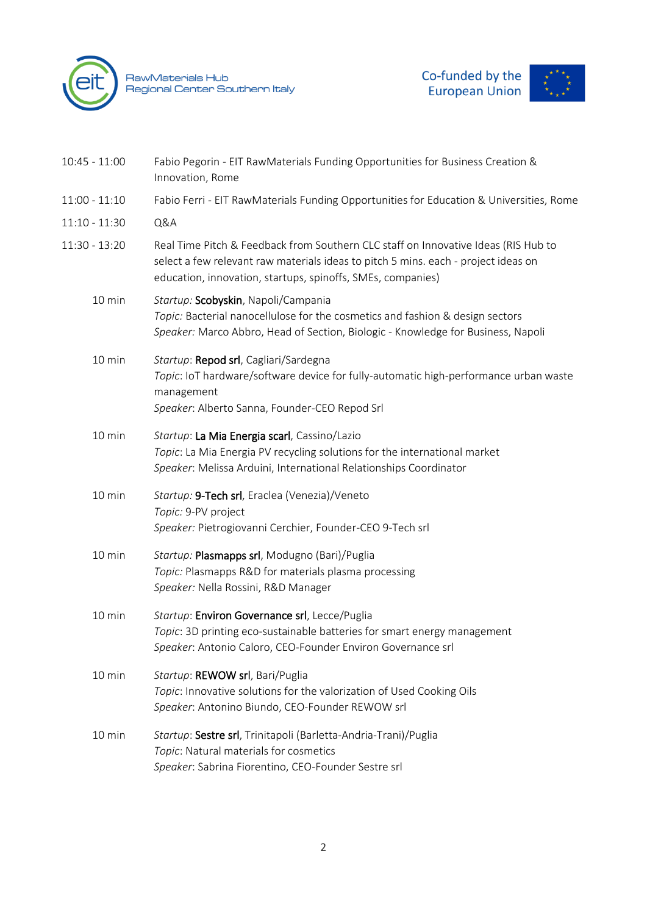| | |
|---|---|
| 10:45 - 11:00 | Fabio Pegorin - EIT RawMaterials Funding Opportunities for Business Creation & Innovation, Rome |
| 11:00 - 11:10 | Fabio Ferri - EIT RawMaterials Funding Opportunities for Education & Universities, Rome |
| 11:10 - 11:30 | Q&A |
| 11:30 - 13:20 | Real Time Pitch & Feedback from Southern CLC staff on Innovative Ideas (RIS Hub to select a few relevant raw materials ideas to pitch 5 mins. each - project ideas on education, innovation, startups, spinoffs, SMEs, companies) |
| 10 min | *Startup:* **Scobyskin**, Napoli/Campania<br>*Topic:* Bacterial nanocellulose for the cosmetics and fashion & design sectors<br>*Speaker:* Marco Abbro, Head of Section, Biologic - Knowledge for Business, Napoli |
| 10 min | *Startup*: **Repod srl**, Cagliari/Sardegna<br>*Topic*: IoT hardware/software device for fully-automatic high-performance urban waste management<br>*Speaker*: Alberto Sanna, Founder-CEO Repod Srl |
| 10 min | *Startup*: **La Mia Energia scarl**, Cassino/Lazio<br>*Topic*: La Mia Energia PV recycling solutions for the international market<br>*Speaker*: Melissa Arduini, International Relationships Coordinator |
| 10 min | *Startup:* **9-Tech srl**, Eraclea (Venezia)/Veneto<br>*Topic:* 9-PV project<br>*Speaker:* Pietrogiovanni Cerchier, Founder-CEO 9-Tech srl |
| 10 min | *Startup:* **Plasmapps srl**, Modugno (Bari)/Puglia<br>*Topic:* Plasmapps R&D for materials plasma processing<br>*Speaker:* Nella Rossini, R&D Manager |
| 10 min | *Startup*: **Environ Governance srl**, Lecce/Puglia<br>*Topic*: 3D printing eco-sustainable batteries for smart energy management<br>*Speaker*: Antonio Caloro, CEO-Founder Environ Governance srl |
| 10 min | *Startup*: **REWOW srl**, Bari/Puglia<br>*Topic*: Innovative solutions for the valorization of Used Cooking Oils<br>*Speaker*: Antonino Biundo, CEO-Founder REWOW srl |
| 10 min | *Startup*: **Sestre srl**, Trinitapoli (Barletta-Andria-Trani)/Puglia<br>*Topic*: Natural materials for cosmetics<br>*Speaker*: Sabrina Fiorentino, CEO-Founder Sestre srl |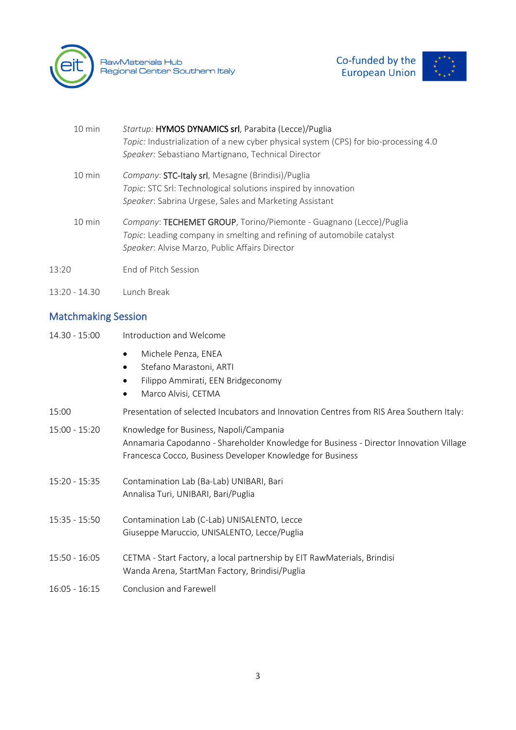| | |
|---|---|
| 10 min | *Startup:* **HYMOS DYNAMICS srl**, Parabita (Lecce)/Puglia<br>*Topic:* Industrialization of a new cyber physical system (CPS) for bio-processing 4.0<br>*Speaker:* Sebastiano Martignano, Technical Director |
| 10 min | *Company*: **STC-Italy srl**, Mesagne (Brindisi)/Puglia<br>*Topic*: STC Srl: Technological solutions inspired by innovation<br>*Speaker*: Sabrina Urgese, Sales and Marketing Assistant |
| 10 min | *Company*: **TECHEMET GROUP**, Torino/Piemonte - Guagnano (Lecce)/Puglia<br>*Topic*: Leading company in smelting and refining of automobile catalyst<br>*Speaker*: Alvise Marzo, Public Affairs Director |
| 13:20 | End of Pitch Session |
| 13:20 - 14.30 | Lunch Break |

## Matchmaking Session

| | |
|---|---|
| 14.30 - 15:00 | Introduction and Welcome<br>• Michele Penza, ENEA<br>• Stefano Marastoni, ARTI<br>• Filippo Ammirati, EEN Bridgeconomy<br>• Marco Alvisi, CETMA |
| 15:00 | Presentation of selected Incubators and Innovation Centres from RIS Area Southern Italy: |
| 15:00 - 15:20 | Knowledge for Business, Napoli/Campania<br>Annamaria Capodanno - Shareholder Knowledge for Business - Director Innovation Village<br>Francesca Cocco, Business Developer Knowledge for Business |
| 15:20 - 15:35 | Contamination Lab (Ba-Lab) UNIBARI, Bari<br>Annalisa Turi, UNIBARI, Bari/Puglia |
| 15:35 - 15:50 | Contamination Lab (C-Lab) UNISALENTO, Lecce<br>Giuseppe Maruccio, UNISALENTO, Lecce/Puglia |
| 15:50 - 16:05 | CETMA - Start Factory, a local partnership by EIT RawMaterials, Brindisi<br>Wanda Arena, StartMan Factory, Brindisi/Puglia |
| 16:05 - 16:15 | Conclusion and Farewell |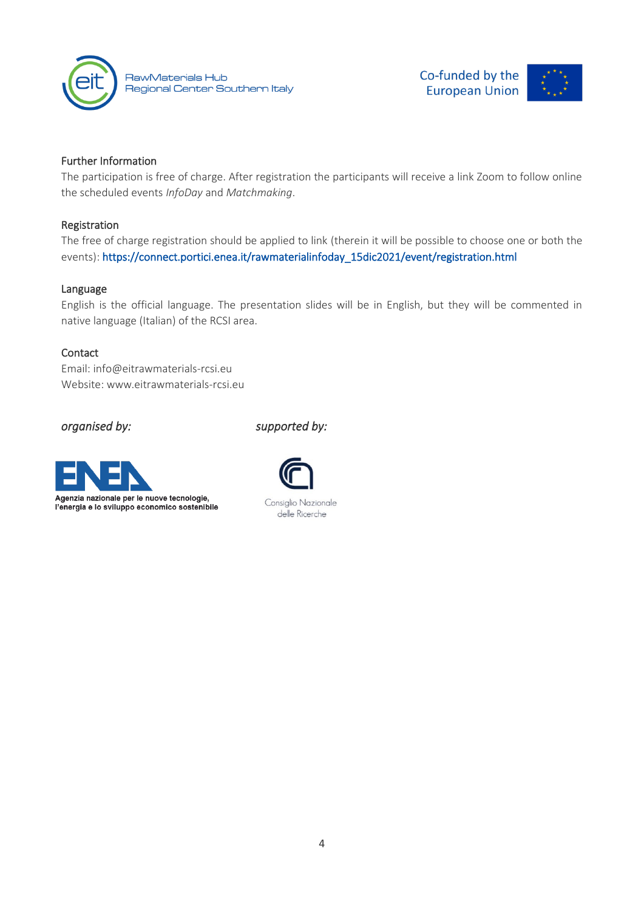RawMaterials Hub
Regional Center Southern Italy

Co-funded by the European Union

### Further Information

The participation is free of charge. After registration the participants will receive a link Zoom to follow online the scheduled events *InfoDay* and *Matchmaking*.

### Registration

The free of charge registration should be applied to link (therein it will be possible to choose one or both the events): https://connect.portici.enea.it/rawmaterialinfoday_15dic2021/event/registration.html

### Language

English is the official language. The presentation slides will be in English, but they will be commented in native language (Italian) of the RCSI area.

### Contact

Email: info@eitrawmaterials-rcsi.eu
Website: www.eitrawmaterials-rcsi.eu

*organised by:*

ENEA
Agenzia nazionale per le nuove tecnologie, l'energia e lo sviluppo economico sostenibile

*supported by:*

Consiglio Nazionale delle Ricerche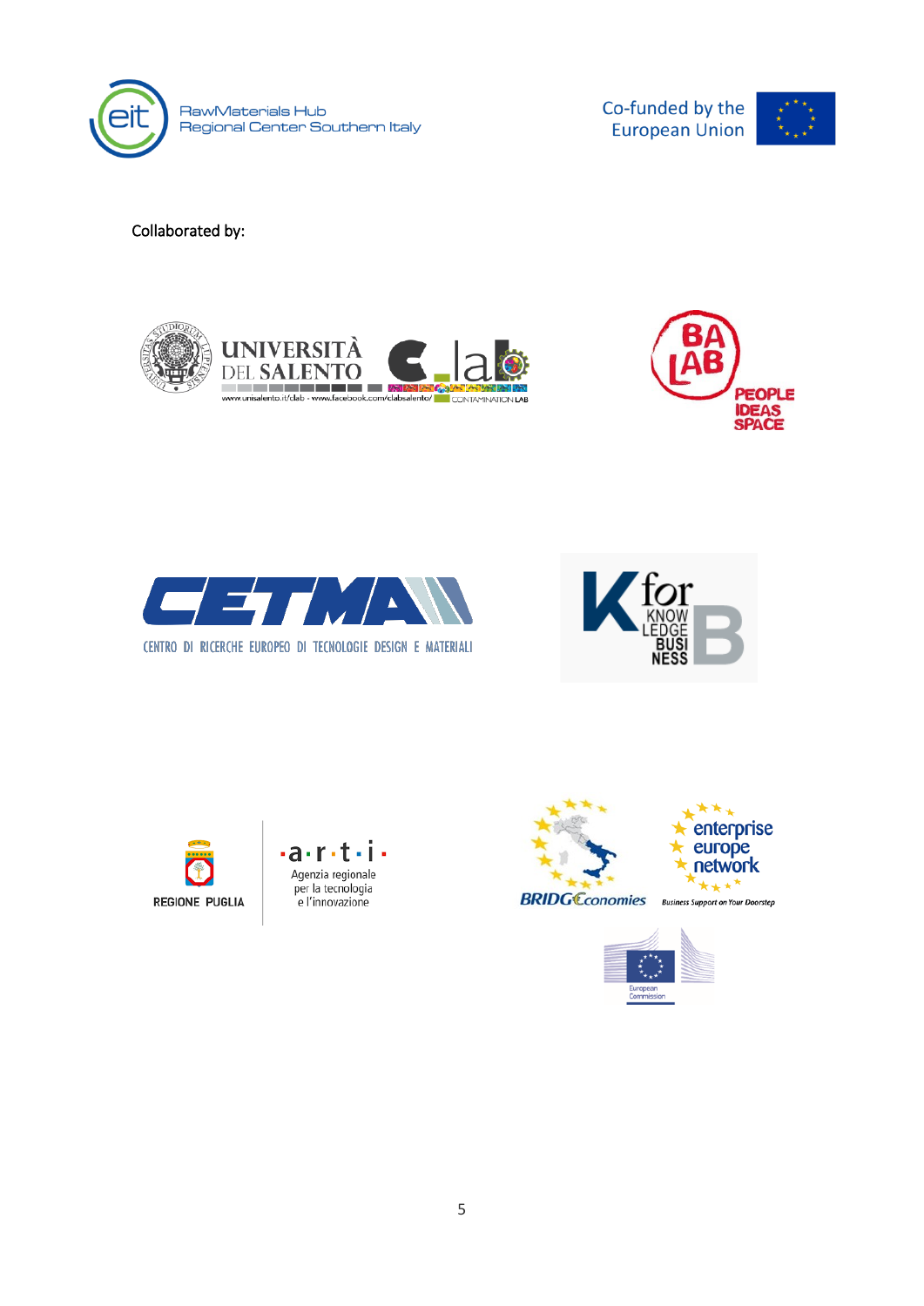Collaborated by: